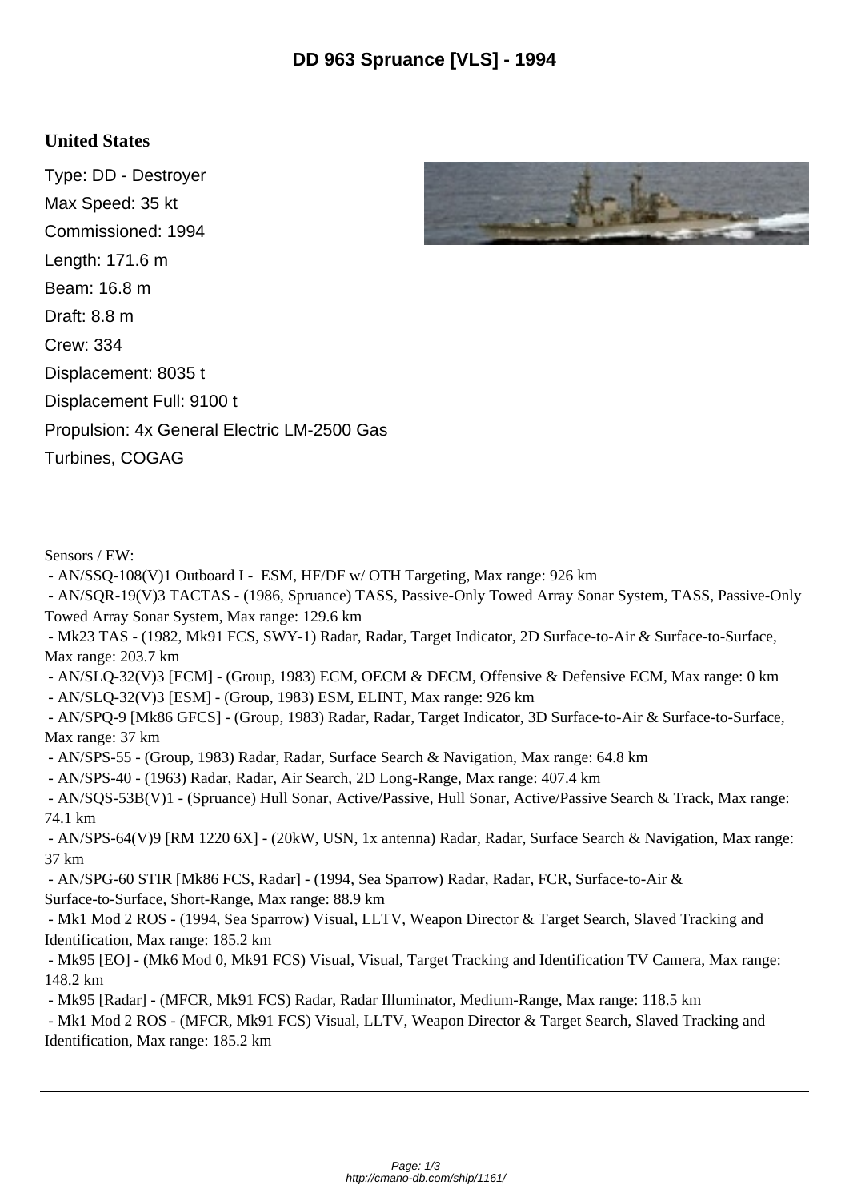# DD 963 Spruance [VLS] - 1994

## United States

Type: DD - Destroyer

Max Speed: 35 kt

Commissioned: 1994

Length: 171.6 m

Beam: 16.8 m

Draft: 8.8 m

Crew: 334

Displacement: 8035 t

Displacement Full: 9100 t

Propulsion: 4x General Electric LM-2500 Gas Turbines, COGAG

Sensors / EW:

- AN/SSQ-108(V)1 Outboard I - ESM, HF/DF w/ OTH Targeting, Max range: 926 km
- AN/SQR-19(V)3 TACTAS - (1986, Spruance) TASS, Passive-Only Towed Array Sonar System, TASS, Passive-Only Towed Array Sonar System, Max range: 129.6 km
- Mk23 TAS - (1982, Mk91 FCS, SWY-1) Radar, Radar, Target Indicator, 2D Surface-to-Air & Surface-to-Surface, Max range: 203.7 km
- AN/SLQ-32(V)3 [ECM] - (Group, 1983) ECM, OECM & DECM, Offensive & Defensive ECM, Max range: 0 km
- AN/SLQ-32(V)3 [ESM] - (Group, 1983) ESM, ELINT, Max range: 926 km
- AN/SPQ-9 [Mk86 GFCS] - (Group, 1983) Radar, Radar, Target Indicator, 3D Surface-to-Air & Surface-to-Surface, Max range: 37 km
- AN/SPS-55 - (Group, 1983) Radar, Radar, Surface Search & Navigation, Max range: 64.8 km
- AN/SPS-40 - (1963) Radar, Radar, Air Search, 2D Long-Range, Max range: 407.4 km
- AN/SQS-53B(V)1 - (Spruance) Hull Sonar, Active/Passive, Hull Sonar, Active/Passive Search & Track, Max range: 74.1 km
- AN/SPS-64(V)9 [RM 1220 6X] - (20kW, USN, 1x antenna) Radar, Radar, Surface Search & Navigation, Max range: 37 km
- AN/SPG-60 STIR [Mk86 FCS, Radar] - (1994, Sea Sparrow) Radar, Radar, FCR, Surface-to-Air & Surface-to-Surface, Short-Range, Max range: 88.9 km
- Mk1 Mod 2 ROS - (1994, Sea Sparrow) Visual, LLTV, Weapon Director & Target Search, Slaved Tracking and Identification, Max range: 185.2 km
- Mk95 [EO] - (Mk6 Mod 0, Mk91 FCS) Visual, Visual, Target Tracking and Identification TV Camera, Max range: 148.2 km
- Mk95 [Radar] - (MFCR, Mk91 FCS) Radar, Radar Illuminator, Medium-Range, Max range: 118.5 km
- Mk1 Mod 2 ROS - (MFCR, Mk91 FCS) Visual, LLTV, Weapon Director & Target Search, Slaved Tracking and Identification, Max range: 185.2 km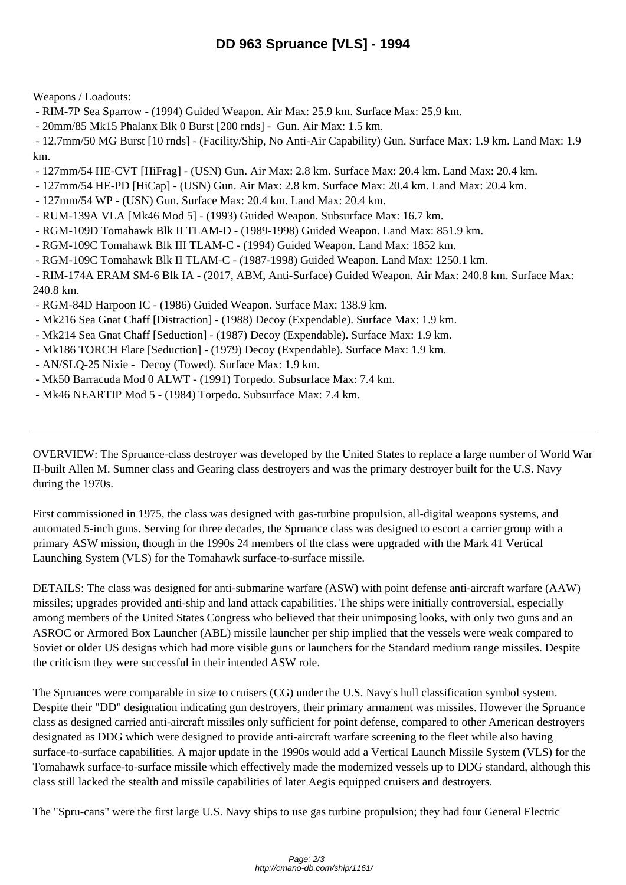Weapons / Loadouts:

- RIM-7P Sea Sparrow - (1994) Guided Weapon. Air Max: 25.9 km. Surface Max: 25.9 km.
- 20mm/85 Mk15 Phalanx Blk 0 Burst [200 rnds] - Gun. Air Max: 1.5 km.
- 12.7mm/50 MG Burst [10 rnds] - (Facility/Ship, No Anti-Air Capability) Gun. Surface Max: 1.9 km. Land Max: 1.9 km.
- 127mm/54 HE-CVT [HiFrag] - (USN) Gun. Air Max: 2.8 km. Surface Max: 20.4 km. Land Max: 20.4 km.
- 127mm/54 HE-PD [HiCap] - (USN) Gun. Air Max: 2.8 km. Surface Max: 20.4 km. Land Max: 20.4 km.
- 127mm/54 WP - (USN) Gun. Surface Max: 20.4 km. Land Max: 20.4 km.
- RUM-139A VLA [Mk46 Mod 5] - (1993) Guided Weapon. Subsurface Max: 16.7 km.
- RGM-109D Tomahawk Blk II TLAM-D - (1989-1998) Guided Weapon. Land Max: 851.9 km.
- RGM-109C Tomahawk Blk III TLAM-C - (1994) Guided Weapon. Land Max: 1852 km.
- RGM-109C Tomahawk Blk II TLAM-C - (1987-1998) Guided Weapon. Land Max: 1250.1 km.
- RIM-174A ERAM SM-6 Blk IA - (2017, ABM, Anti-Surface) Guided Weapon. Air Max: 240.8 km. Surface Max: 240.8 km.
- RGM-84D Harpoon IC - (1986) Guided Weapon. Surface Max: 138.9 km.
- Mk216 Sea Gnat Chaff [Distraction] - (1988) Decoy (Expendable). Surface Max: 1.9 km.
- Mk214 Sea Gnat Chaff [Seduction] - (1987) Decoy (Expendable). Surface Max: 1.9 km.
- Mk186 TORCH Flare [Seduction] - (1979) Decoy (Expendable). Surface Max: 1.9 km.
- AN/SLQ-25 Nixie - Decoy (Towed). Surface Max: 1.9 km.
- Mk50 Barracuda Mod 0 ALWT - (1991) Torpedo. Subsurface Max: 7.4 km.
- Mk46 NEARTIP Mod 5 - (1984) Torpedo. Subsurface Max: 7.4 km.

---

OVERVIEW: The Spruance-class destroyer was developed by the United States to replace a large number of World War II-built Allen M. Sumner class and Gearing class destroyers and was the primary destroyer built for the U.S. Navy during the 1970s.

First commissioned in 1975, the class was designed with gas-turbine propulsion, all-digital weapons systems, and automated 5-inch guns. Serving for three decades, the Spruance class was designed to escort a carrier group with a primary ASW mission, though in the 1990s 24 members of the class were upgraded with the Mark 41 Vertical Launching System (VLS) for the Tomahawk surface-to-surface missile.

DETAILS: The class was designed for anti-submarine warfare (ASW) with point defense anti-aircraft warfare (AAW) missiles; upgrades provided anti-ship and land attack capabilities. The ships were initially controversial, especially among members of the United States Congress who believed that their unimposing looks, with only two guns and an ASROC or Armored Box Launcher (ABL) missile launcher per ship implied that the vessels were weak compared to Soviet or older US designs which had more visible guns or launchers for the Standard medium range missiles. Despite the criticism they were successful in their intended ASW role.

The Spruances were comparable in size to cruisers (CG) under the U.S. Navy's hull classification symbol system. Despite their "DD" designation indicating gun destroyers, their primary armament was missiles. However the Spruance class as designed carried anti-aircraft missiles only sufficient for point defense, compared to other American destroyers designated as DDG which were designed to provide anti-aircraft warfare screening to the fleet while also having surface-to-surface capabilities. A major update in the 1990s would add a Vertical Launch Missile System (VLS) for the Tomahawk surface-to-surface missile which effectively made the modernized vessels up to DDG standard, although this class still lacked the stealth and missile capabilities of later Aegis equipped cruisers and destroyers.

The "Spru-cans" were the first large U.S. Navy ships to use gas turbine propulsion; they had four General Electric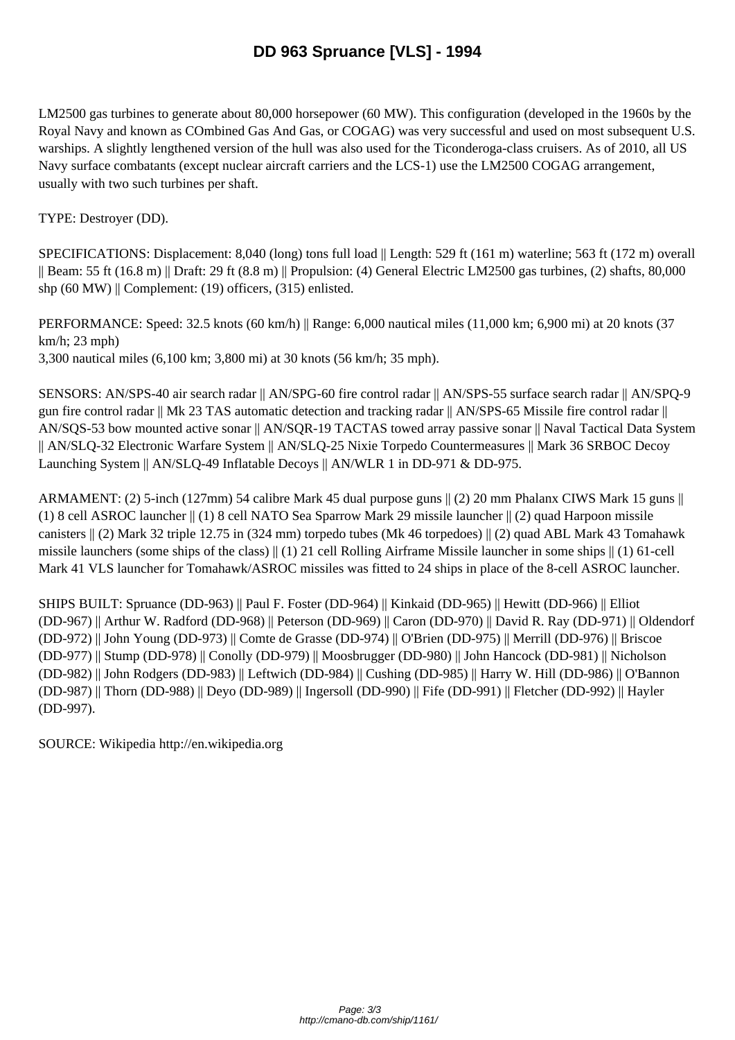LM2500 gas turbines to generate about 80,000 horsepower (60 MW). This configuration (developed in the 1960s by the Royal Navy and known as COmbined Gas And Gas, or COGAG) was very successful and used on most subsequent U.S. warships. A slightly lengthened version of the hull was also used for the Ticonderoga-class cruisers. As of 2010, all US Navy surface combatants (except nuclear aircraft carriers and the LCS-1) use the LM2500 COGAG arrangement, usually with two such turbines per shaft.

TYPE: Destroyer (DD).

SPECIFICATIONS: Displacement: 8,040 (long) tons full load || Length: 529 ft (161 m) waterline; 563 ft (172 m) overall || Beam: 55 ft (16.8 m) || Draft: 29 ft (8.8 m) || Propulsion: (4) General Electric LM2500 gas turbines, (2) shafts, 80,000 shp (60 MW) || Complement: (19) officers, (315) enlisted.

PERFORMANCE: Speed: 32.5 knots (60 km/h) || Range: 6,000 nautical miles (11,000 km; 6,900 mi) at 20 knots (37 km/h; 23 mph)
3,300 nautical miles (6,100 km; 3,800 mi) at 30 knots (56 km/h; 35 mph).

SENSORS: AN/SPS-40 air search radar || AN/SPG-60 fire control radar || AN/SPS-55 surface search radar || AN/SPQ-9 gun fire control radar || Mk 23 TAS automatic detection and tracking radar || AN/SPS-65 Missile fire control radar || AN/SQS-53 bow mounted active sonar || AN/SQR-19 TACTAS towed array passive sonar || Naval Tactical Data System || AN/SLQ-32 Electronic Warfare System || AN/SLQ-25 Nixie Torpedo Countermeasures || Mark 36 SRBOC Decoy Launching System || AN/SLQ-49 Inflatable Decoys || AN/WLR 1 in DD-971 & DD-975.

ARMAMENT: (2) 5-inch (127mm) 54 calibre Mark 45 dual purpose guns || (2) 20 mm Phalanx CIWS Mark 15 guns || (1) 8 cell ASROC launcher || (1) 8 cell NATO Sea Sparrow Mark 29 missile launcher || (2) quad Harpoon missile canisters || (2) Mark 32 triple 12.75 in (324 mm) torpedo tubes (Mk 46 torpedoes) || (2) quad ABL Mark 43 Tomahawk missile launchers (some ships of the class) || (1) 21 cell Rolling Airframe Missile launcher in some ships || (1) 61-cell Mark 41 VLS launcher for Tomahawk/ASROC missiles was fitted to 24 ships in place of the 8-cell ASROC launcher.

SHIPS BUILT: Spruance (DD-963) || Paul F. Foster (DD-964) || Kinkaid (DD-965) || Hewitt (DD-966) || Elliot (DD-967) || Arthur W. Radford (DD-968) || Peterson (DD-969) || Caron (DD-970) || David R. Ray (DD-971) || Oldendorf (DD-972) || John Young (DD-973) || Comte de Grasse (DD-974) || O'Brien (DD-975) || Merrill (DD-976) || Briscoe (DD-977) || Stump (DD-978) || Conolly (DD-979) || Moosbrugger (DD-980) || John Hancock (DD-981) || Nicholson (DD-982) || John Rodgers (DD-983) || Leftwich (DD-984) || Cushing (DD-985) || Harry W. Hill (DD-986) || O'Bannon (DD-987) || Thorn (DD-988) || Deyo (DD-989) || Ingersoll (DD-990) || Fife (DD-991) || Fletcher (DD-992) || Hayler (DD-997).

SOURCE: Wikipedia http://en.wikipedia.org